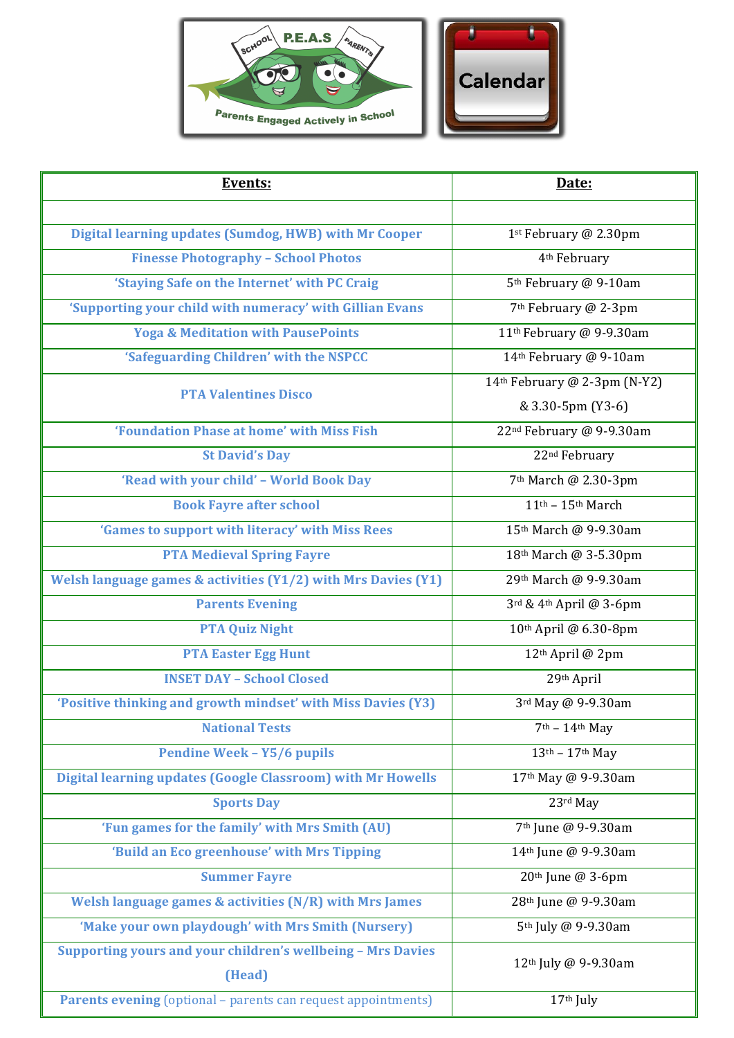P.E.A.S

Parents Engaged Actively in School

Calendar

| Events: | Date: |
|---|---|
| | |
| Digital learning updates (Sumdog, HWB) with Mr Cooper | 1st February @ 2.30pm |
| Finesse Photography – School Photos | 4th February |
| 'Staying Safe on the Internet' with PC Craig | 5th February @ 9-10am |
| 'Supporting your child with numeracy' with Gillian Evans | 7th February @ 2-3pm |
| Yoga & Meditation with PausePoints | 11th February @ 9-9.30am |
| 'Safeguarding Children' with the NSPCC | 14th February @ 9-10am |
| PTA Valentines Disco | 14th February @ 2-3pm (N-Y2) & 3.30-5pm (Y3-6) |
| 'Foundation Phase at home' with Miss Fish | 22nd February @ 9-9.30am |
| St David's Day | 22nd February |
| 'Read with your child' – World Book Day | 7th March @ 2.30-3pm |
| Book Fayre after school | 11th – 15th March |
| 'Games to support with literacy' with Miss Rees | 15th March @ 9-9.30am |
| PTA Medieval Spring Fayre | 18th March @ 3-5.30pm |
| Welsh language games & activities (Y1/2) with Mrs Davies (Y1) | 29th March @ 9-9.30am |
| Parents Evening | 3rd & 4th April @ 3-6pm |
| PTA Quiz Night | 10th April @ 6.30-8pm |
| PTA Easter Egg Hunt | 12th April @ 2pm |
| INSET DAY – School Closed | 29th April |
| 'Positive thinking and growth mindset' with Miss Davies (Y3) | 3rd May @ 9-9.30am |
| National Tests | 7th – 14th May |
| Pendine Week – Y5/6 pupils | 13th – 17th May |
| Digital learning updates (Google Classroom) with Mr Howells | 17th May @ 9-9.30am |
| Sports Day | 23rd May |
| 'Fun games for the family' with Mrs Smith (AU) | 7th June @ 9-9.30am |
| 'Build an Eco greenhouse' with Mrs Tipping | 14th June @ 9-9.30am |
| Summer Fayre | 20th June @ 3-6pm |
| Welsh language games & activities (N/R) with Mrs James | 28th June @ 9-9.30am |
| 'Make your own playdough' with Mrs Smith (Nursery) | 5th July @ 9-9.30am |
| Supporting yours and your children's wellbeing – Mrs Davies (Head) | 12th July @ 9-9.30am |
| Parents evening (optional – parents can request appointments) | 17th July |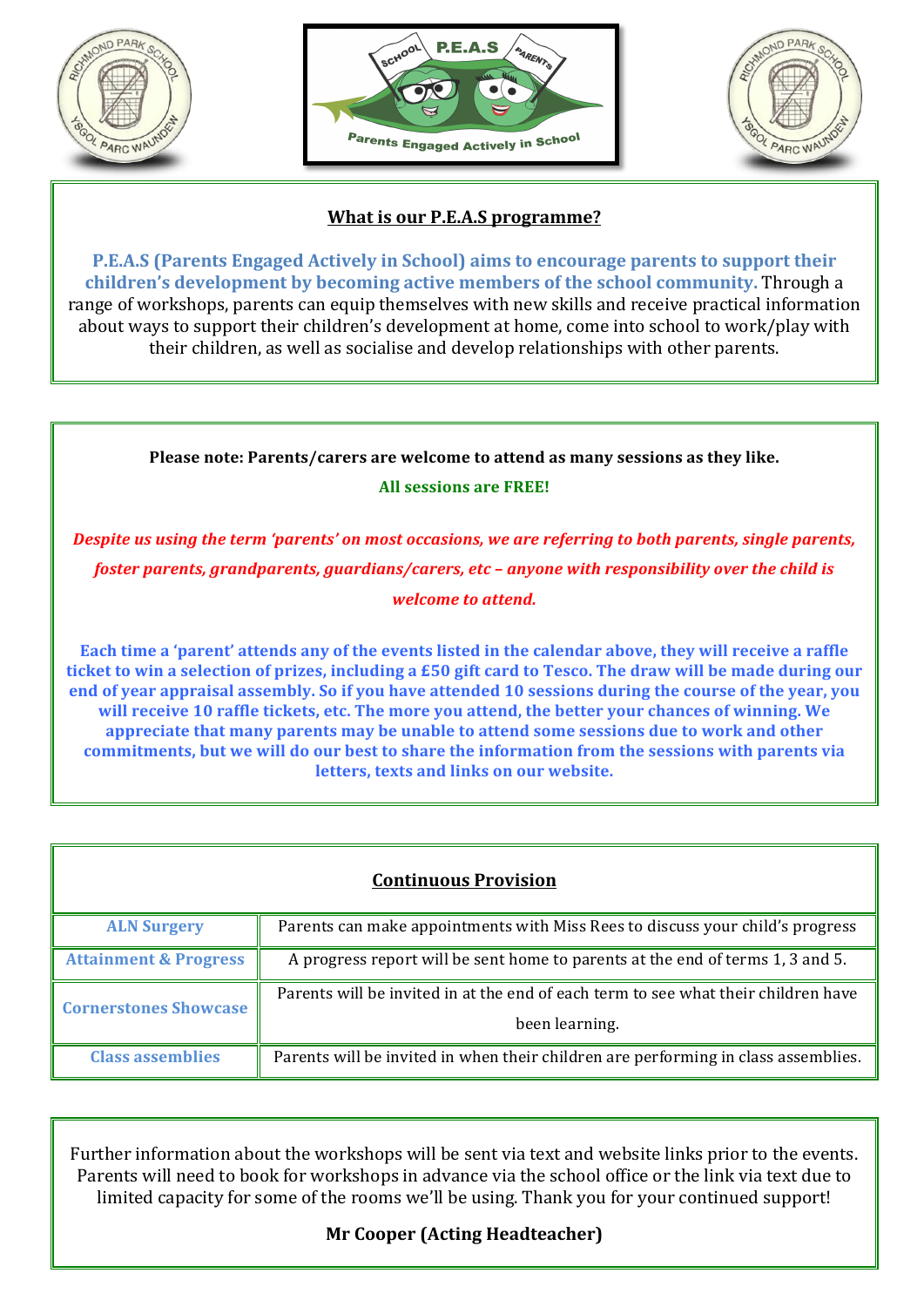## What is our P.E.A.S programme?

**P.E.A.S (Parents Engaged Actively in School) aims to encourage parents to support their children's development by becoming active members of the school community.** Through a range of workshops, parents can equip themselves with new skills and receive practical information about ways to support their children's development at home, come into school to work/play with their children, as well as socialise and develop relationships with other parents.

**Please note: Parents/carers are welcome to attend as many sessions as they like.**

**All sessions are FREE!**

***Despite us using the term 'parents' on most occasions, we are referring to both parents, single parents, foster parents, grandparents, guardians/carers, etc – anyone with responsibility over the child is welcome to attend.***

**Each time a 'parent' attends any of the events listed in the calendar above, they will receive a raffle ticket to win a selection of prizes, including a £50 gift card to Tesco. The draw will be made during our end of year appraisal assembly. So if you have attended 10 sessions during the course of the year, you will receive 10 raffle tickets, etc. The more you attend, the better your chances of winning. We appreciate that many parents may be unable to attend some sessions due to work and other commitments, but we will do our best to share the information from the sessions with parents via letters, texts and links on our website.**

## Continuous Provision

| | |
|---|---|
| **ALN Surgery** | Parents can make appointments with Miss Rees to discuss your child's progress |
| **Attainment & Progress** | A progress report will be sent home to parents at the end of terms 1, 3 and 5. |
| **Cornerstones Showcase** | Parents will be invited in at the end of each term to see what their children have been learning. |
| **Class assemblies** | Parents will be invited in when their children are performing in class assemblies. |

Further information about the workshops will be sent via text and website links prior to the events. Parents will need to book for workshops in advance via the school office or the link via text due to limited capacity for some of the rooms we'll be using. Thank you for your continued support!

**Mr Cooper (Acting Headteacher)**